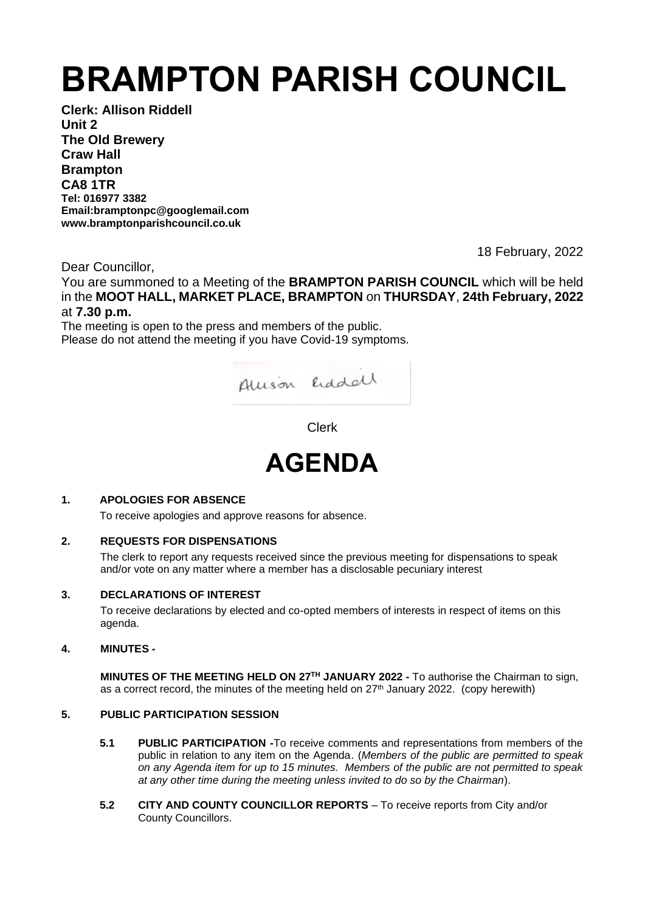# BRAMPTON PARISH COUNCIL

**Clerk: Allison Riddell**
**Unit 2**
**The Old Brewery**
**Craw Hall**
**Brampton**
**CA8 1TR**
**Tel: 016977 3382**
**Email:bramptonpc@googlemail.com**
**www.bramptonparishcouncil.co.uk**

18 February, 2022

Dear Councillor,

You are summoned to a Meeting of the **BRAMPTON PARISH COUNCIL** which will be held in the **MOOT HALL, MARKET PLACE, BRAMPTON** on **THURSDAY**, **24th February, 2022** at **7.30 p.m.**

The meeting is open to the press and members of the public.
Please do not attend the meeting if you have Covid-19 symptoms.

Allison Riddell

Clerk

# AGENDA

**1. APOLOGIES FOR ABSENCE**

To receive apologies and approve reasons for absence.

**2. REQUESTS FOR DISPENSATIONS**

The clerk to report any requests received since the previous meeting for dispensations to speak and/or vote on any matter where a member has a disclosable pecuniary interest

**3. DECLARATIONS OF INTEREST**

To receive declarations by elected and co-opted members of interests in respect of items on this agenda.

**4. MINUTES -**

**MINUTES OF THE MEETING HELD ON 27TH JANUARY 2022 -** To authorise the Chairman to sign, as a correct record, the minutes of the meeting held on 27th January 2022. (copy herewith)

**5. PUBLIC PARTICIPATION SESSION**

**5.1 PUBLIC PARTICIPATION -**To receive comments and representations from members of the public in relation to any item on the Agenda. (*Members of the public are permitted to speak on any Agenda item for up to 15 minutes. Members of the public are not permitted to speak at any other time during the meeting unless invited to do so by the Chairman*).

**5.2 CITY AND COUNTY COUNCILLOR REPORTS** – To receive reports from City and/or County Councillors.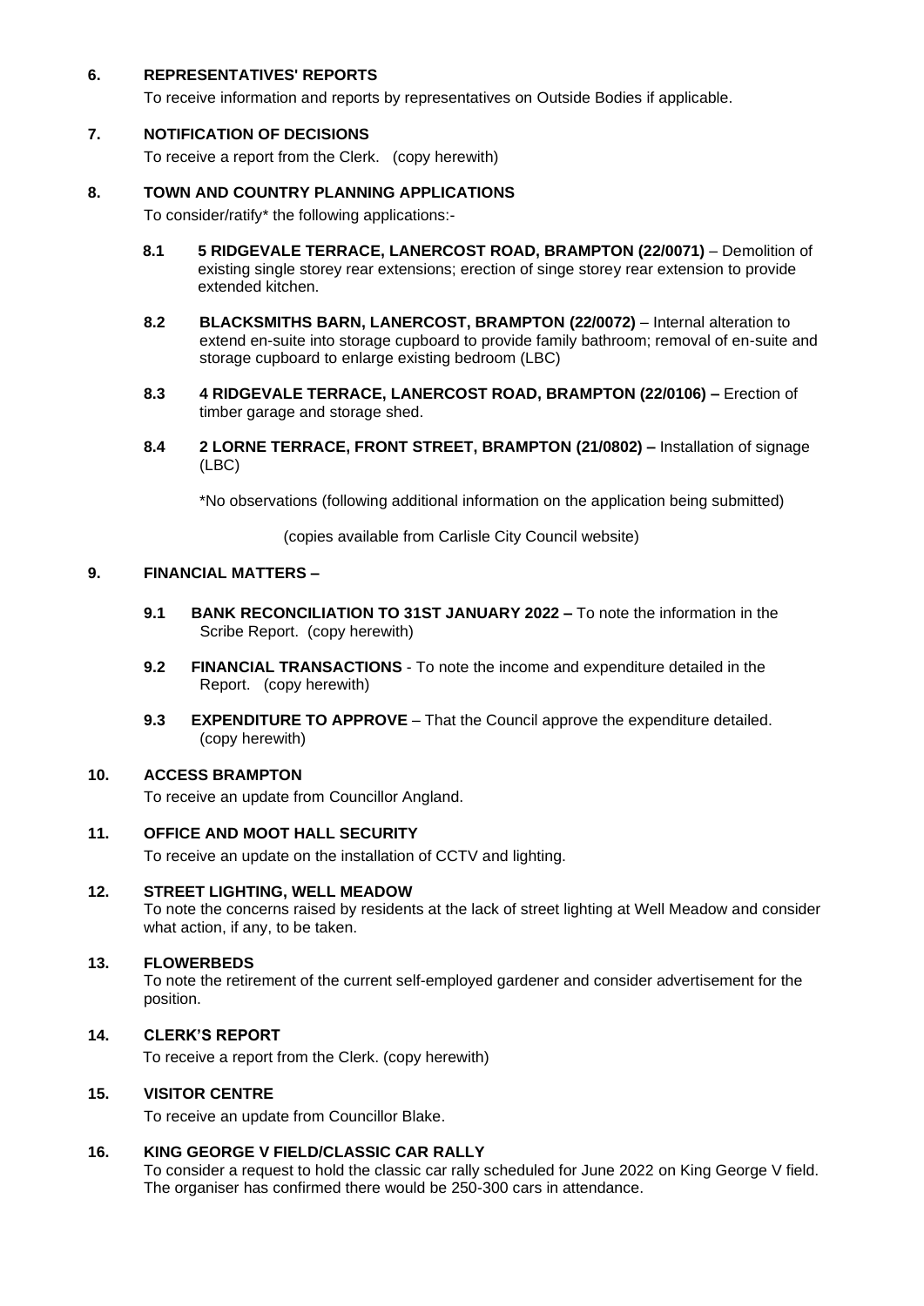**6. REPRESENTATIVES' REPORTS**

To receive information and reports by representatives on Outside Bodies if applicable.

**7. NOTIFICATION OF DECISIONS**

To receive a report from the Clerk. (copy herewith)

**8. TOWN AND COUNTRY PLANNING APPLICATIONS**

To consider/ratify* the following applications:-

**8.1 5 RIDGEVALE TERRACE, LANERCOST ROAD, BRAMPTON (22/0071)** – Demolition of existing single storey rear extensions; erection of singe storey rear extension to provide extended kitchen.

**8.2 BLACKSMITHS BARN, LANERCOST, BRAMPTON (22/0072)** – Internal alteration to extend en-suite into storage cupboard to provide family bathroom; removal of en-suite and storage cupboard to enlarge existing bedroom (LBC)

**8.3 4 RIDGEVALE TERRACE, LANERCOST ROAD, BRAMPTON (22/0106) –** Erection of timber garage and storage shed.

**8.4 2 LORNE TERRACE, FRONT STREET, BRAMPTON (21/0802) –** Installation of signage (LBC)

*No observations (following additional information on the application being submitted)

(copies available from Carlisle City Council website)

**9. FINANCIAL MATTERS –**

**9.1 BANK RECONCILIATION TO 31ST JANUARY 2022 –** To note the information in the Scribe Report. (copy herewith)

**9.2 FINANCIAL TRANSACTIONS** - To note the income and expenditure detailed in the Report. (copy herewith)

**9.3 EXPENDITURE TO APPROVE** – That the Council approve the expenditure detailed. (copy herewith)

**10. ACCESS BRAMPTON**

To receive an update from Councillor Angland.

**11. OFFICE AND MOOT HALL SECURITY**

To receive an update on the installation of CCTV and lighting.

**12. STREET LIGHTING, WELL MEADOW**

To note the concerns raised by residents at the lack of street lighting at Well Meadow and consider what action, if any, to be taken.

**13. FLOWERBEDS**

To note the retirement of the current self-employed gardener and consider advertisement for the position.

**14. CLERK'S REPORT**

To receive a report from the Clerk. (copy herewith)

**15. VISITOR CENTRE**

To receive an update from Councillor Blake.

**16. KING GEORGE V FIELD/CLASSIC CAR RALLY**

To consider a request to hold the classic car rally scheduled for June 2022 on King George V field. The organiser has confirmed there would be 250-300 cars in attendance.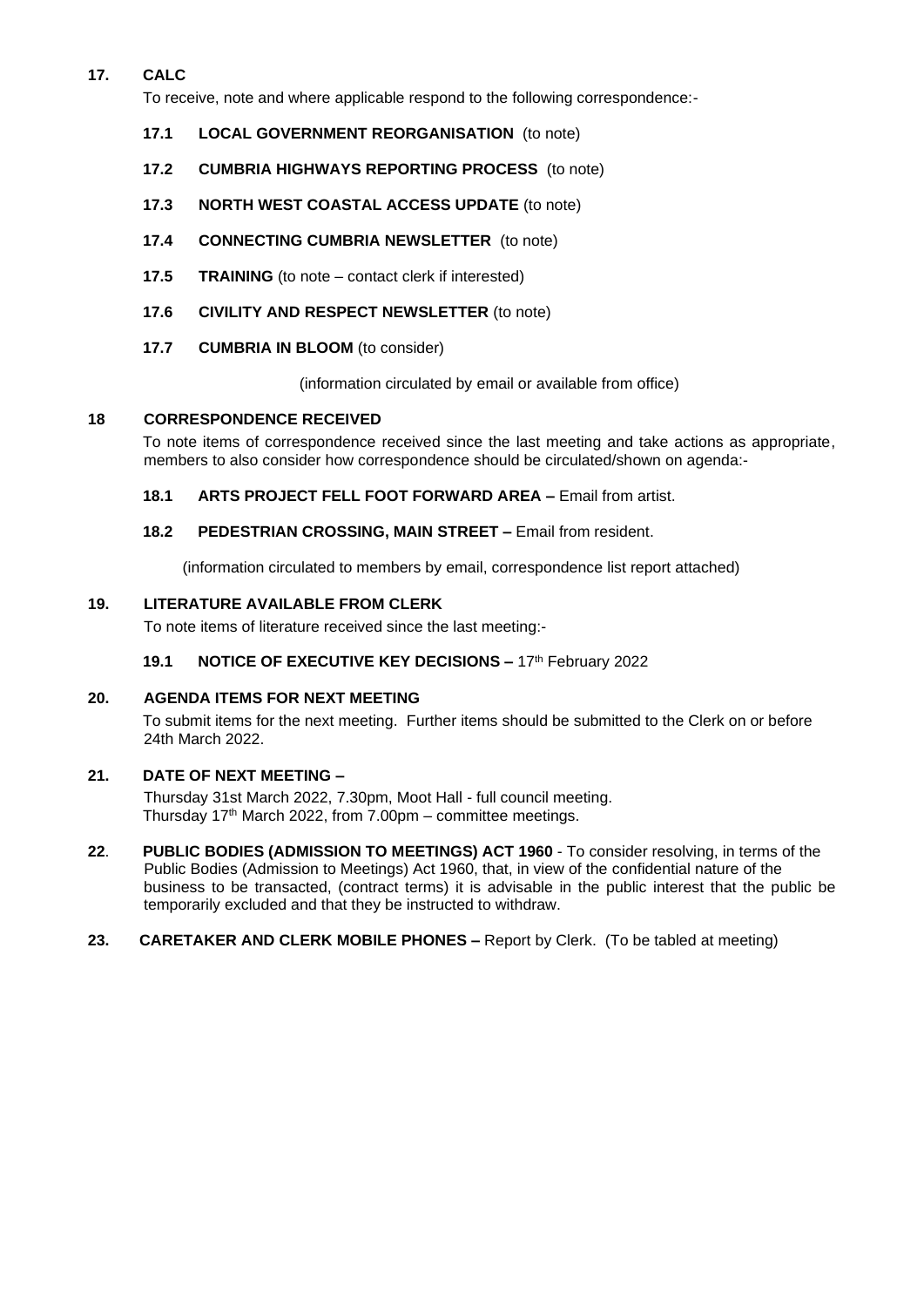## 17. CALC

To receive, note and where applicable respond to the following correspondence:-

**17.1 LOCAL GOVERNMENT REORGANISATION** (to note)

**17.2 CUMBRIA HIGHWAYS REPORTING PROCESS** (to note)

**17.3 NORTH WEST COASTAL ACCESS UPDATE** (to note)

**17.4 CONNECTING CUMBRIA NEWSLETTER** (to note)

**17.5 TRAINING** (to note – contact clerk if interested)

**17.6 CIVILITY AND RESPECT NEWSLETTER** (to note)

**17.7 CUMBRIA IN BLOOM** (to consider)

(information circulated by email or available from office)

## 18 CORRESPONDENCE RECEIVED

To note items of correspondence received since the last meeting and take actions as appropriate, members to also consider how correspondence should be circulated/shown on agenda:-

**18.1 ARTS PROJECT FELL FOOT FORWARD AREA –** Email from artist.

**18.2 PEDESTRIAN CROSSING, MAIN STREET –** Email from resident.

(information circulated to members by email, correspondence list report attached)

## 19. LITERATURE AVAILABLE FROM CLERK

To note items of literature received since the last meeting:-

**19.1 NOTICE OF EXECUTIVE KEY DECISIONS –** 17th February 2022

## 20. AGENDA ITEMS FOR NEXT MEETING

To submit items for the next meeting. Further items should be submitted to the Clerk on or before 24th March 2022.

## 21. DATE OF NEXT MEETING –

Thursday 31st March 2022, 7.30pm, Moot Hall - full council meeting.
Thursday 17th March 2022, from 7.00pm – committee meetings.

**22**. **PUBLIC BODIES (ADMISSION TO MEETINGS) ACT 1960** - To consider resolving, in terms of the Public Bodies (Admission to Meetings) Act 1960, that, in view of the confidential nature of the business to be transacted, (contract terms) it is advisable in the public interest that the public be temporarily excluded and that they be instructed to withdraw.

**23. CARETAKER AND CLERK MOBILE PHONES –** Report by Clerk. (To be tabled at meeting)